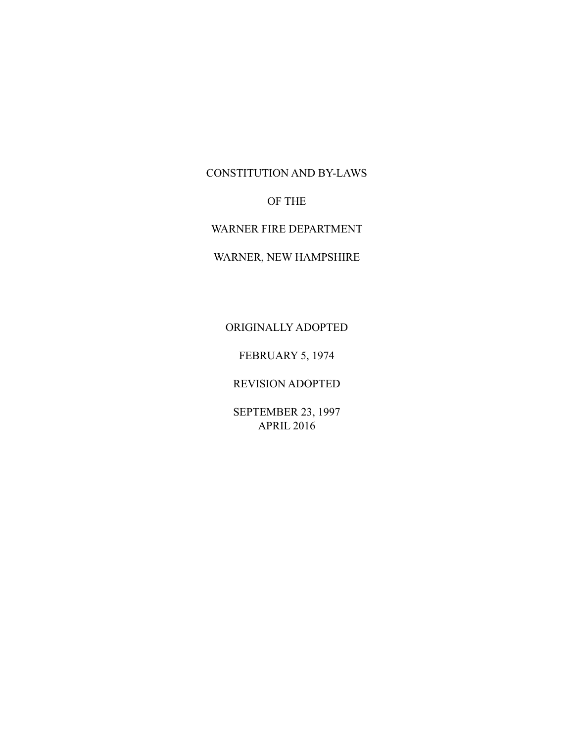# CONSTITUTION AND BY-LAWS

# OF THE

# WARNER FIRE DEPARTMENT

# WARNER, NEW HAMPSHIRE

ORIGINALLY ADOPTED

FEBRUARY 5, 1974

REVISION ADOPTED

SEPTEMBER 23, 1997
APRIL 2016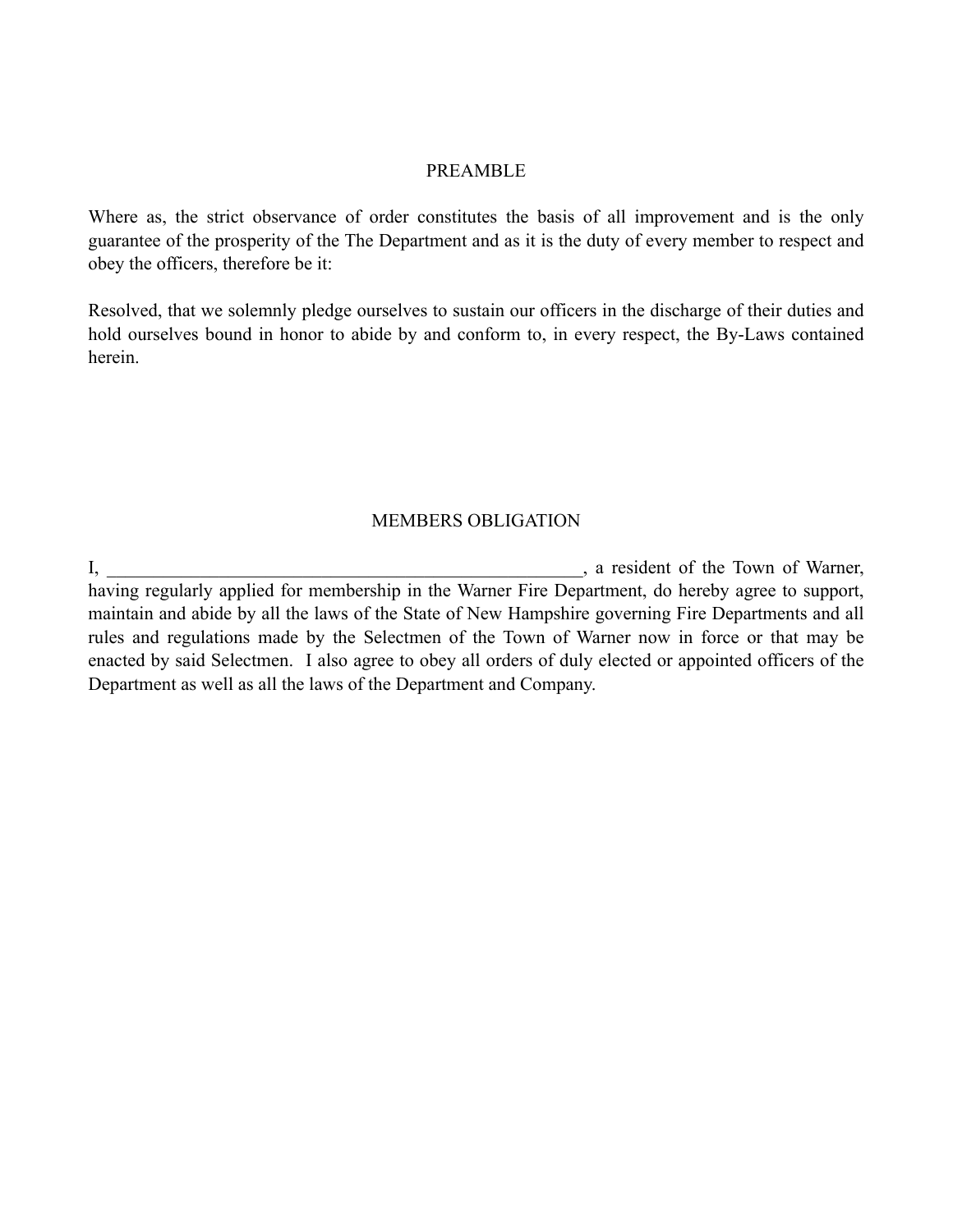## PREAMBLE

Where as, the strict observance of order constitutes the basis of all improvement and is the only guarantee of the prosperity of the The Department and as it is the duty of every member to respect and obey the officers, therefore be it:

Resolved, that we solemnly pledge ourselves to sustain our officers in the discharge of their duties and hold ourselves bound in honor to abide by and conform to, in every respect, the By-Laws contained herein.

## MEMBERS OBLIGATION

I, ____________________________________________________, a resident of the Town of Warner, having regularly applied for membership in the Warner Fire Department, do hereby agree to support, maintain and abide by all the laws of the State of New Hampshire governing Fire Departments and all rules and regulations made by the Selectmen of the Town of Warner now in force or that may be enacted by said Selectmen. I also agree to obey all orders of duly elected or appointed officers of the Department as well as all the laws of the Department and Company.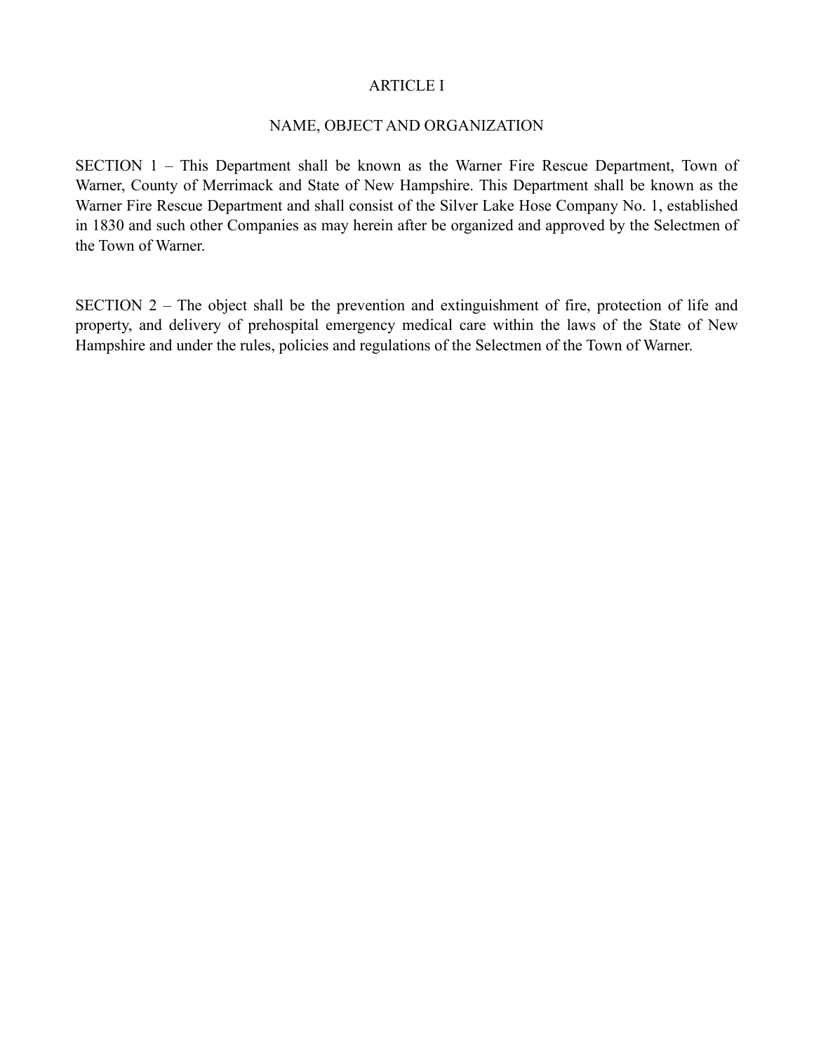# ARTICLE I

## NAME, OBJECT AND ORGANIZATION

SECTION 1 – This Department shall be known as the Warner Fire Rescue Department, Town of Warner, County of Merrimack and State of New Hampshire. This Department shall be known as the Warner Fire Rescue Department and shall consist of the Silver Lake Hose Company No. 1, established in 1830 and such other Companies as may herein after be organized and approved by the Selectmen of the Town of Warner.

SECTION 2 – The object shall be the prevention and extinguishment of fire, protection of life and property, and delivery of prehospital emergency medical care within the laws of the State of New Hampshire and under the rules, policies and regulations of the Selectmen of the Town of Warner.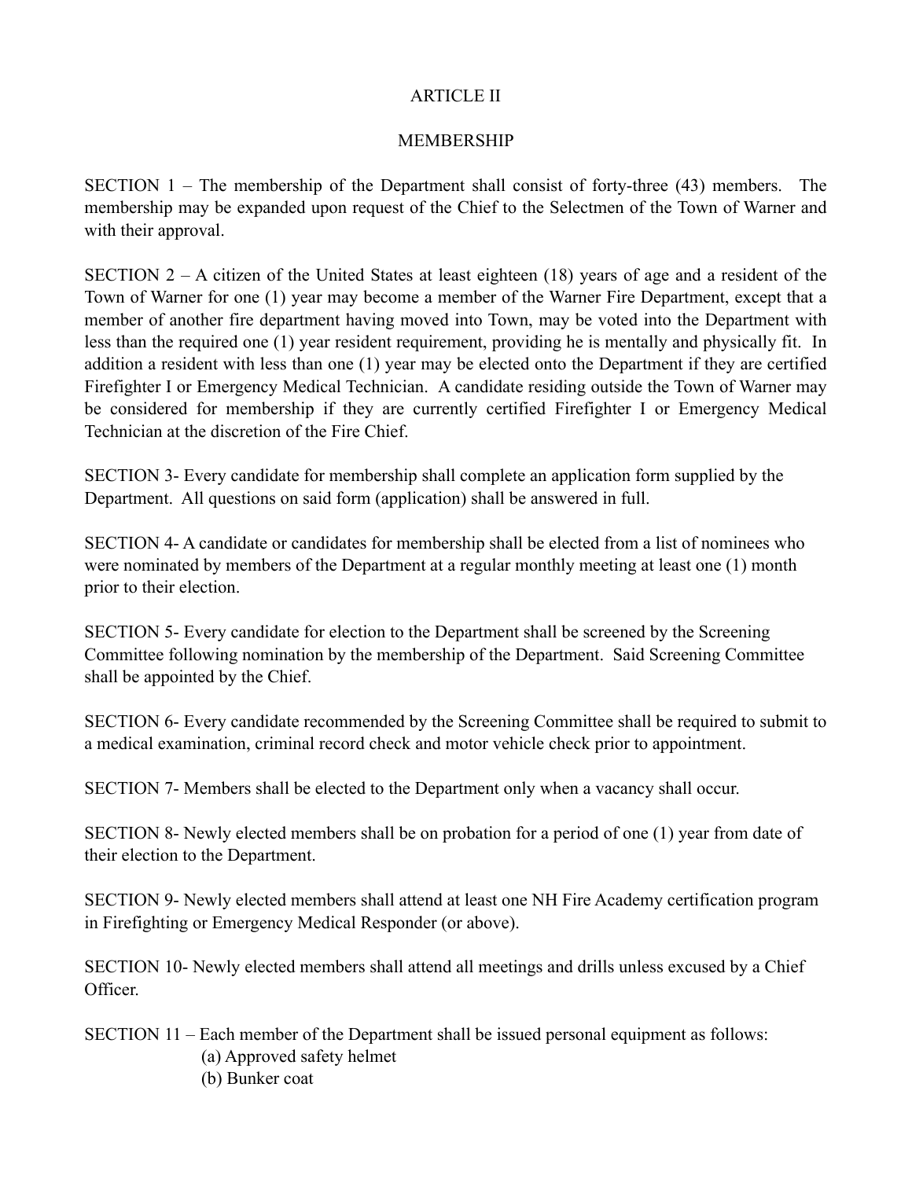# ARTICLE II

## MEMBERSHIP

SECTION 1 – The membership of the Department shall consist of forty-three (43) members. The membership may be expanded upon request of the Chief to the Selectmen of the Town of Warner and with their approval.

SECTION 2 – A citizen of the United States at least eighteen (18) years of age and a resident of the Town of Warner for one (1) year may become a member of the Warner Fire Department, except that a member of another fire department having moved into Town, may be voted into the Department with less than the required one (1) year resident requirement, providing he is mentally and physically fit. In addition a resident with less than one (1) year may be elected onto the Department if they are certified Firefighter I or Emergency Medical Technician. A candidate residing outside the Town of Warner may be considered for membership if they are currently certified Firefighter I or Emergency Medical Technician at the discretion of the Fire Chief.

SECTION 3- Every candidate for membership shall complete an application form supplied by the Department. All questions on said form (application) shall be answered in full.

SECTION 4- A candidate or candidates for membership shall be elected from a list of nominees who were nominated by members of the Department at a regular monthly meeting at least one (1) month prior to their election.

SECTION 5- Every candidate for election to the Department shall be screened by the Screening Committee following nomination by the membership of the Department. Said Screening Committee shall be appointed by the Chief.

SECTION 6- Every candidate recommended by the Screening Committee shall be required to submit to a medical examination, criminal record check and motor vehicle check prior to appointment.

SECTION 7- Members shall be elected to the Department only when a vacancy shall occur.

SECTION 8- Newly elected members shall be on probation for a period of one (1) year from date of their election to the Department.

SECTION 9- Newly elected members shall attend at least one NH Fire Academy certification program in Firefighting or Emergency Medical Responder (or above).

SECTION 10- Newly elected members shall attend all meetings and drills unless excused by a Chief Officer.

SECTION 11 – Each member of the Department shall be issued personal equipment as follows:

(a) Approved safety helmet
(b) Bunker coat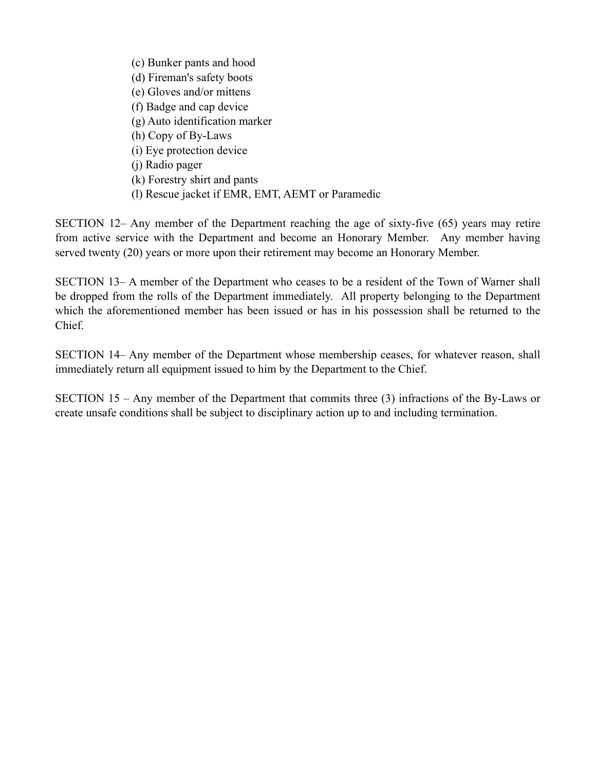(c) Bunker pants and hood
(d) Fireman's safety boots
(e) Gloves and/or mittens
(f) Badge and cap device
(g) Auto identification marker
(h) Copy of By-Laws
(i) Eye protection device
(j) Radio pager
(k) Forestry shirt and pants
(l) Rescue jacket if EMR, EMT, AEMT or Paramedic

SECTION 12– Any member of the Department reaching the age of sixty-five (65) years may retire from active service with the Department and become an Honorary Member. Any member having served twenty (20) years or more upon their retirement may become an Honorary Member.

SECTION 13– A member of the Department who ceases to be a resident of the Town of Warner shall be dropped from the rolls of the Department immediately. All property belonging to the Department which the aforementioned member has been issued or has in his possession shall be returned to the Chief.

SECTION 14– Any member of the Department whose membership ceases, for whatever reason, shall immediately return all equipment issued to him by the Department to the Chief.

SECTION 15 – Any member of the Department that commits three (3) infractions of the By-Laws or create unsafe conditions shall be subject to disciplinary action up to and including termination.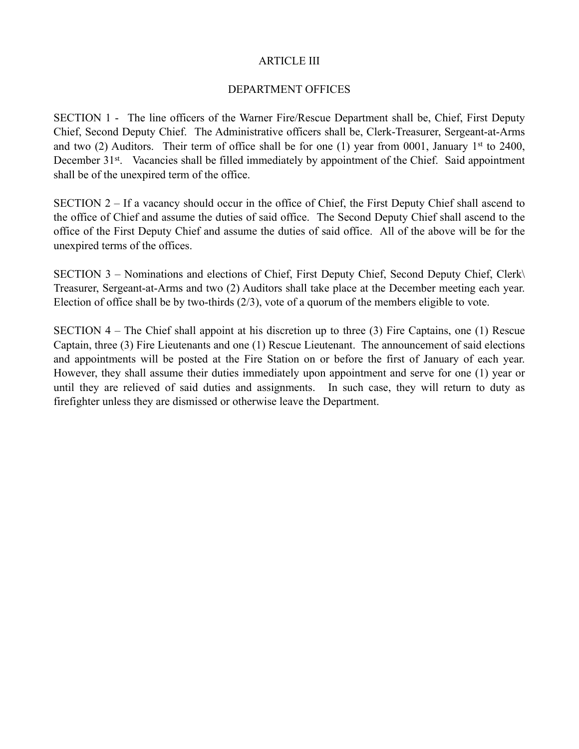# ARTICLE III

## DEPARTMENT OFFICES

SECTION 1 - The line officers of the Warner Fire/Rescue Department shall be, Chief, First Deputy Chief, Second Deputy Chief. The Administrative officers shall be, Clerk-Treasurer, Sergeant-at-Arms and two (2) Auditors. Their term of office shall be for one (1) year from 0001, January 1st to 2400, December 31st. Vacancies shall be filled immediately by appointment of the Chief. Said appointment shall be of the unexpired term of the office.

SECTION 2 – If a vacancy should occur in the office of Chief, the First Deputy Chief shall ascend to the office of Chief and assume the duties of said office. The Second Deputy Chief shall ascend to the office of the First Deputy Chief and assume the duties of said office. All of the above will be for the unexpired terms of the offices.

SECTION 3 – Nominations and elections of Chief, First Deputy Chief, Second Deputy Chief, Clerk\Treasurer, Sergeant-at-Arms and two (2) Auditors shall take place at the December meeting each year. Election of office shall be by two-thirds (2/3), vote of a quorum of the members eligible to vote.

SECTION 4 – The Chief shall appoint at his discretion up to three (3) Fire Captains, one (1) Rescue Captain, three (3) Fire Lieutenants and one (1) Rescue Lieutenant. The announcement of said elections and appointments will be posted at the Fire Station on or before the first of January of each year. However, they shall assume their duties immediately upon appointment and serve for one (1) year or until they are relieved of said duties and assignments. In such case, they will return to duty as firefighter unless they are dismissed or otherwise leave the Department.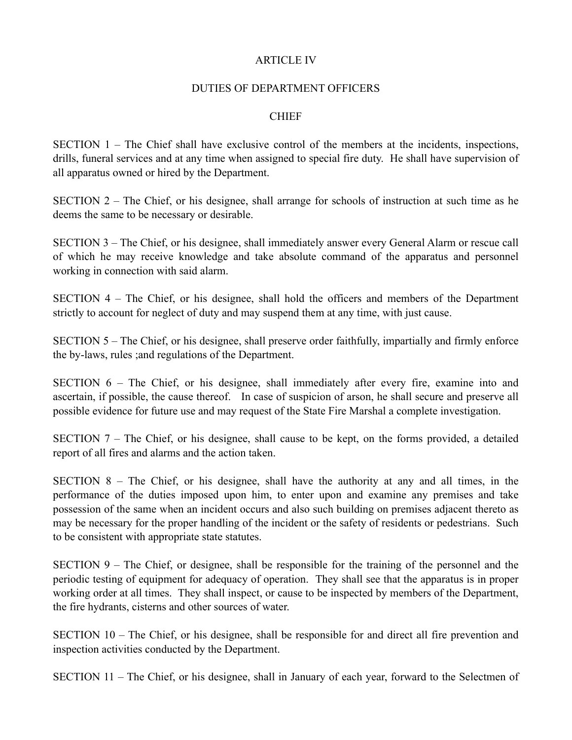# ARTICLE IV

## DUTIES OF DEPARTMENT OFFICERS

### CHIEF

SECTION 1 – The Chief shall have exclusive control of the members at the incidents, inspections, drills, funeral services and at any time when assigned to special fire duty. He shall have supervision of all apparatus owned or hired by the Department.

SECTION 2 – The Chief, or his designee, shall arrange for schools of instruction at such time as he deems the same to be necessary or desirable.

SECTION 3 – The Chief, or his designee, shall immediately answer every General Alarm or rescue call of which he may receive knowledge and take absolute command of the apparatus and personnel working in connection with said alarm.

SECTION 4 – The Chief, or his designee, shall hold the officers and members of the Department strictly to account for neglect of duty and may suspend them at any time, with just cause.

SECTION 5 – The Chief, or his designee, shall preserve order faithfully, impartially and firmly enforce the by-laws, rules ;and regulations of the Department.

SECTION 6 – The Chief, or his designee, shall immediately after every fire, examine into and ascertain, if possible, the cause thereof. In case of suspicion of arson, he shall secure and preserve all possible evidence for future use and may request of the State Fire Marshal a complete investigation.

SECTION 7 – The Chief, or his designee, shall cause to be kept, on the forms provided, a detailed report of all fires and alarms and the action taken.

SECTION 8 – The Chief, or his designee, shall have the authority at any and all times, in the performance of the duties imposed upon him, to enter upon and examine any premises and take possession of the same when an incident occurs and also such building on premises adjacent thereto as may be necessary for the proper handling of the incident or the safety of residents or pedestrians. Such to be consistent with appropriate state statutes.

SECTION 9 – The Chief, or designee, shall be responsible for the training of the personnel and the periodic testing of equipment for adequacy of operation. They shall see that the apparatus is in proper working order at all times. They shall inspect, or cause to be inspected by members of the Department, the fire hydrants, cisterns and other sources of water.

SECTION 10 – The Chief, or his designee, shall be responsible for and direct all fire prevention and inspection activities conducted by the Department.

SECTION 11 – The Chief, or his designee, shall in January of each year, forward to the Selectmen of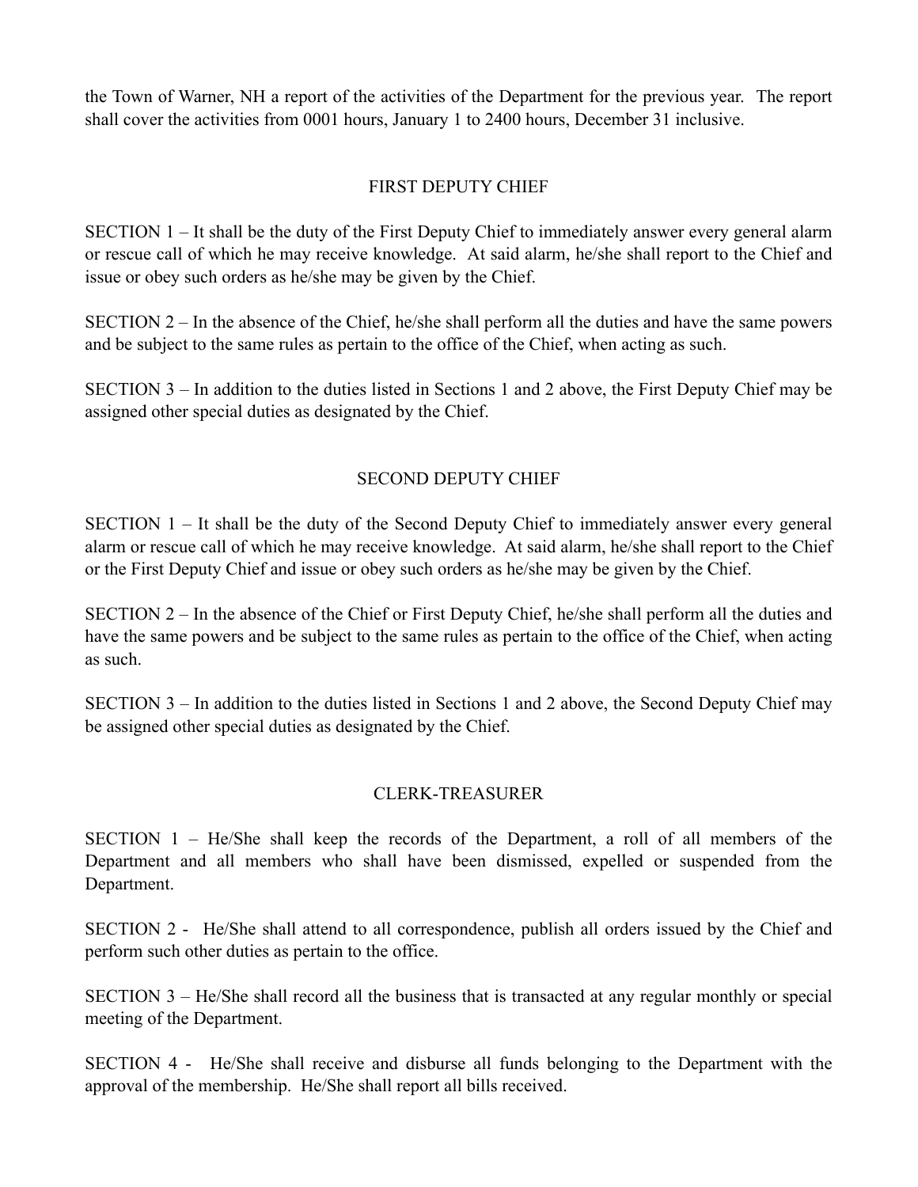the Town of Warner, NH a report of the activities of the Department for the previous year. The report shall cover the activities from 0001 hours, January 1 to 2400 hours, December 31 inclusive.

## FIRST DEPUTY CHIEF

SECTION 1 – It shall be the duty of the First Deputy Chief to immediately answer every general alarm or rescue call of which he may receive knowledge. At said alarm, he/she shall report to the Chief and issue or obey such orders as he/she may be given by the Chief.

SECTION 2 – In the absence of the Chief, he/she shall perform all the duties and have the same powers and be subject to the same rules as pertain to the office of the Chief, when acting as such.

SECTION 3 – In addition to the duties listed in Sections 1 and 2 above, the First Deputy Chief may be assigned other special duties as designated by the Chief.

## SECOND DEPUTY CHIEF

SECTION 1 – It shall be the duty of the Second Deputy Chief to immediately answer every general alarm or rescue call of which he may receive knowledge. At said alarm, he/she shall report to the Chief or the First Deputy Chief and issue or obey such orders as he/she may be given by the Chief.

SECTION 2 – In the absence of the Chief or First Deputy Chief, he/she shall perform all the duties and have the same powers and be subject to the same rules as pertain to the office of the Chief, when acting as such.

SECTION 3 – In addition to the duties listed in Sections 1 and 2 above, the Second Deputy Chief may be assigned other special duties as designated by the Chief.

## CLERK-TREASURER

SECTION 1 – He/She shall keep the records of the Department, a roll of all members of the Department and all members who shall have been dismissed, expelled or suspended from the Department.

SECTION 2 - He/She shall attend to all correspondence, publish all orders issued by the Chief and perform such other duties as pertain to the office.

SECTION 3 – He/She shall record all the business that is transacted at any regular monthly or special meeting of the Department.

SECTION 4 - He/She shall receive and disburse all funds belonging to the Department with the approval of the membership. He/She shall report all bills received.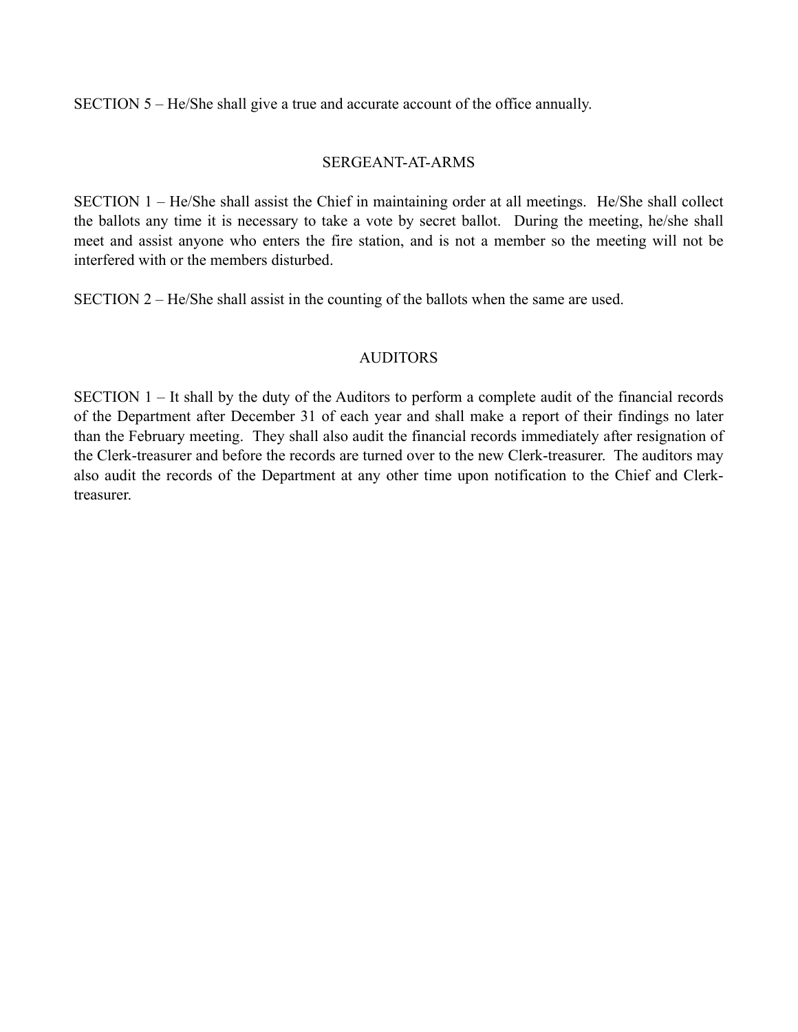SECTION 5 – He/She shall give a true and accurate account of the office annually.

## SERGEANT-AT-ARMS

SECTION 1 – He/She shall assist the Chief in maintaining order at all meetings. He/She shall collect the ballots any time it is necessary to take a vote by secret ballot. During the meeting, he/she shall meet and assist anyone who enters the fire station, and is not a member so the meeting will not be interfered with or the members disturbed.

SECTION 2 – He/She shall assist in the counting of the ballots when the same are used.

## AUDITORS

SECTION 1 – It shall by the duty of the Auditors to perform a complete audit of the financial records of the Department after December 31 of each year and shall make a report of their findings no later than the February meeting. They shall also audit the financial records immediately after resignation of the Clerk-treasurer and before the records are turned over to the new Clerk-treasurer. The auditors may also audit the records of the Department at any other time upon notification to the Chief and Clerk-treasurer.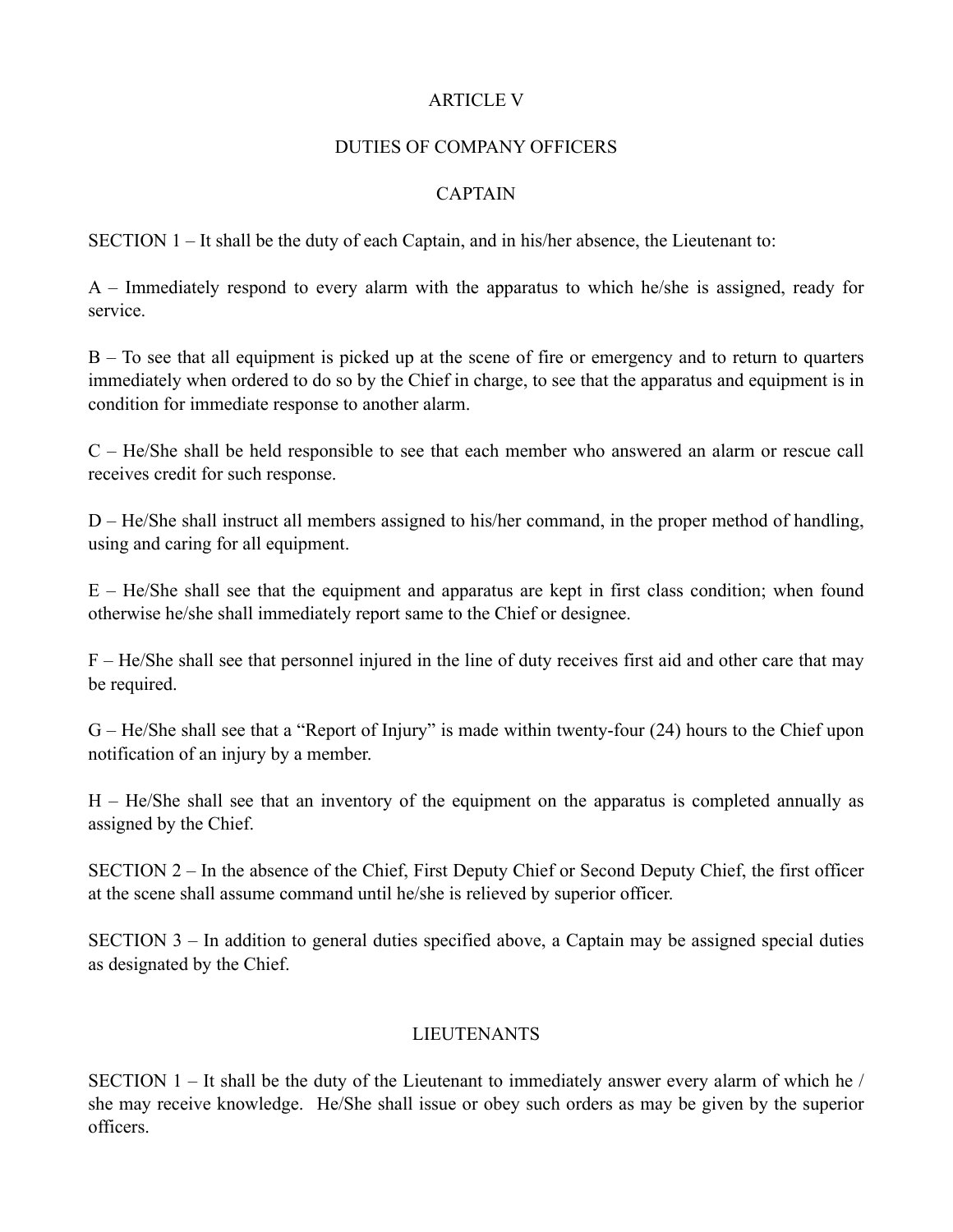# ARTICLE V

## DUTIES OF COMPANY OFFICERS

### CAPTAIN

SECTION 1 – It shall be the duty of each Captain, and in his/her absence, the Lieutenant to:

A – Immediately respond to every alarm with the apparatus to which he/she is assigned, ready for service.

B – To see that all equipment is picked up at the scene of fire or emergency and to return to quarters immediately when ordered to do so by the Chief in charge, to see that the apparatus and equipment is in condition for immediate response to another alarm.

C – He/She shall be held responsible to see that each member who answered an alarm or rescue call receives credit for such response.

D – He/She shall instruct all members assigned to his/her command, in the proper method of handling, using and caring for all equipment.

E – He/She shall see that the equipment and apparatus are kept in first class condition; when found otherwise he/she shall immediately report same to the Chief or designee.

F – He/She shall see that personnel injured in the line of duty receives first aid and other care that may be required.

G – He/She shall see that a "Report of Injury" is made within twenty-four (24) hours to the Chief upon notification of an injury by a member.

H – He/She shall see that an inventory of the equipment on the apparatus is completed annually as assigned by the Chief.

SECTION 2 – In the absence of the Chief, First Deputy Chief or Second Deputy Chief, the first officer at the scene shall assume command until he/she is relieved by superior officer.

SECTION 3 – In addition to general duties specified above, a Captain may be assigned special duties as designated by the Chief.

### LIEUTENANTS

SECTION 1 – It shall be the duty of the Lieutenant to immediately answer every alarm of which he / she may receive knowledge. He/She shall issue or obey such orders as may be given by the superior officers.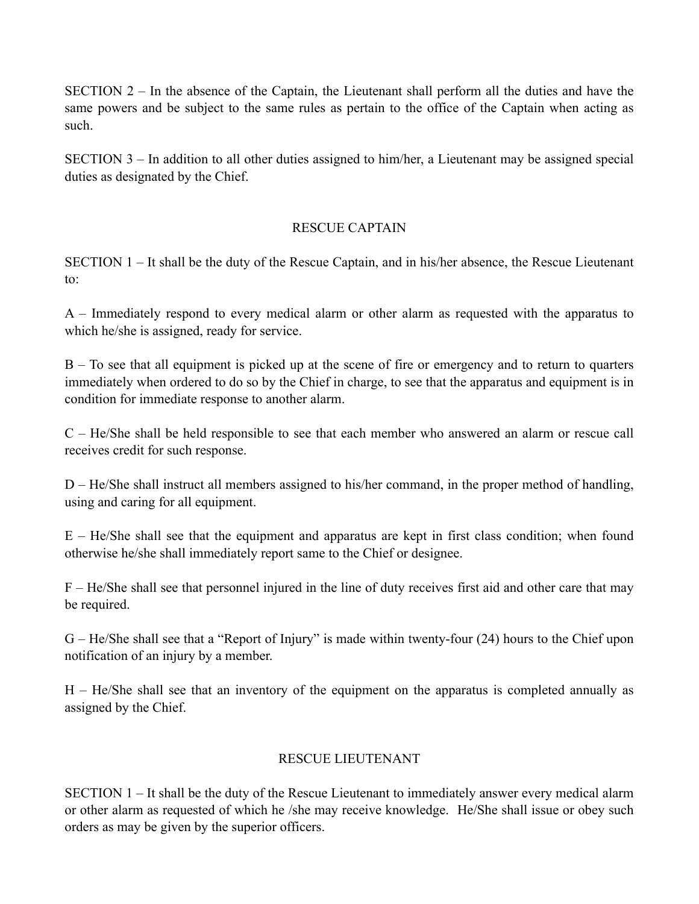SECTION 2 – In the absence of the Captain, the Lieutenant shall perform all the duties and have the same powers and be subject to the same rules as pertain to the office of the Captain when acting as such.

SECTION 3 – In addition to all other duties assigned to him/her, a Lieutenant may be assigned special duties as designated by the Chief.

## RESCUE CAPTAIN

SECTION 1 – It shall be the duty of the Rescue Captain, and in his/her absence, the Rescue Lieutenant to:

A – Immediately respond to every medical alarm or other alarm as requested with the apparatus to which he/she is assigned, ready for service.

B – To see that all equipment is picked up at the scene of fire or emergency and to return to quarters immediately when ordered to do so by the Chief in charge, to see that the apparatus and equipment is in condition for immediate response to another alarm.

C – He/She shall be held responsible to see that each member who answered an alarm or rescue call receives credit for such response.

D – He/She shall instruct all members assigned to his/her command, in the proper method of handling, using and caring for all equipment.

E – He/She shall see that the equipment and apparatus are kept in first class condition; when found otherwise he/she shall immediately report same to the Chief or designee.

F – He/She shall see that personnel injured in the line of duty receives first aid and other care that may be required.

G – He/She shall see that a "Report of Injury" is made within twenty-four (24) hours to the Chief upon notification of an injury by a member.

H – He/She shall see that an inventory of the equipment on the apparatus is completed annually as assigned by the Chief.

## RESCUE LIEUTENANT

SECTION 1 – It shall be the duty of the Rescue Lieutenant to immediately answer every medical alarm or other alarm as requested of which he /she may receive knowledge. He/She shall issue or obey such orders as may be given by the superior officers.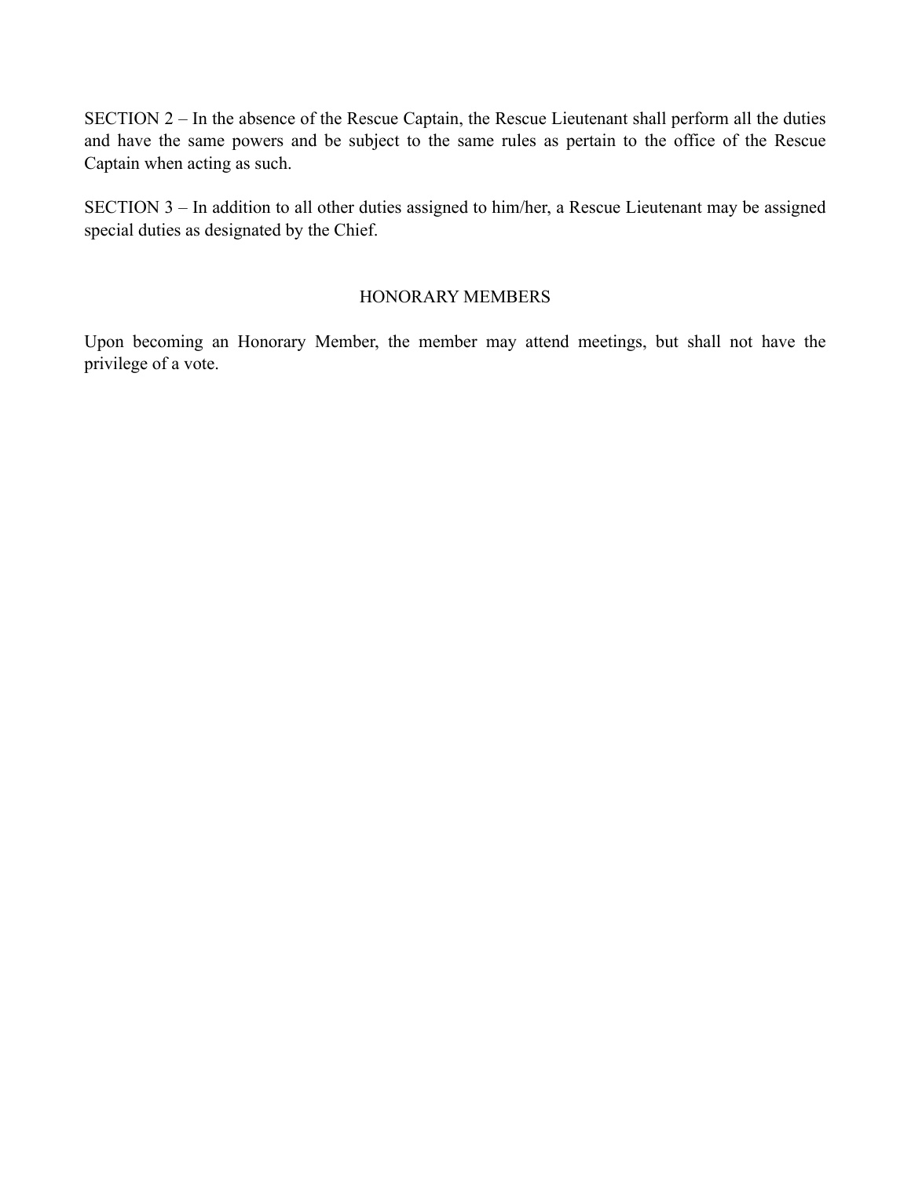SECTION 2 – In the absence of the Rescue Captain, the Rescue Lieutenant shall perform all the duties and have the same powers and be subject to the same rules as pertain to the office of the Rescue Captain when acting as such.

SECTION 3 – In addition to all other duties assigned to him/her, a Rescue Lieutenant may be assigned special duties as designated by the Chief.

## HONORARY MEMBERS

Upon becoming an Honorary Member, the member may attend meetings, but shall not have the privilege of a vote.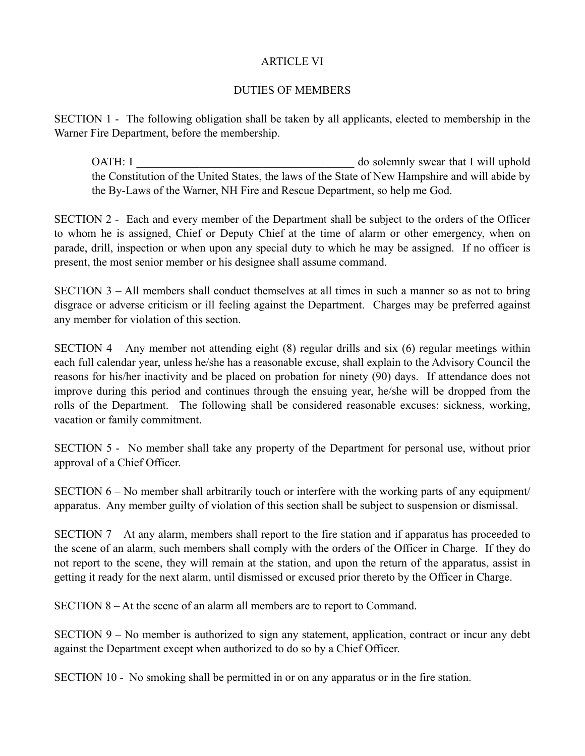# ARTICLE VI

## DUTIES OF MEMBERS

SECTION 1 - The following obligation shall be taken by all applicants, elected to membership in the Warner Fire Department, before the membership.

> OATH: I ______________________________________ do solemnly swear that I will uphold the Constitution of the United States, the laws of the State of New Hampshire and will abide by the By-Laws of the Warner, NH Fire and Rescue Department, so help me God.

SECTION 2 - Each and every member of the Department shall be subject to the orders of the Officer to whom he is assigned, Chief or Deputy Chief at the time of alarm or other emergency, when on parade, drill, inspection or when upon any special duty to which he may be assigned. If no officer is present, the most senior member or his designee shall assume command.

SECTION 3 – All members shall conduct themselves at all times in such a manner so as not to bring disgrace or adverse criticism or ill feeling against the Department. Charges may be preferred against any member for violation of this section.

SECTION 4 – Any member not attending eight (8) regular drills and six (6) regular meetings within each full calendar year, unless he/she has a reasonable excuse, shall explain to the Advisory Council the reasons for his/her inactivity and be placed on probation for ninety (90) days. If attendance does not improve during this period and continues through the ensuing year, he/she will be dropped from the rolls of the Department. The following shall be considered reasonable excuses: sickness, working, vacation or family commitment.

SECTION 5 - No member shall take any property of the Department for personal use, without prior approval of a Chief Officer.

SECTION 6 – No member shall arbitrarily touch or interfere with the working parts of any equipment/ apparatus. Any member guilty of violation of this section shall be subject to suspension or dismissal.

SECTION 7 – At any alarm, members shall report to the fire station and if apparatus has proceeded to the scene of an alarm, such members shall comply with the orders of the Officer in Charge. If they do not report to the scene, they will remain at the station, and upon the return of the apparatus, assist in getting it ready for the next alarm, until dismissed or excused prior thereto by the Officer in Charge.

SECTION 8 – At the scene of an alarm all members are to report to Command.

SECTION 9 – No member is authorized to sign any statement, application, contract or incur any debt against the Department except when authorized to do so by a Chief Officer.

SECTION 10 - No smoking shall be permitted in or on any apparatus or in the fire station.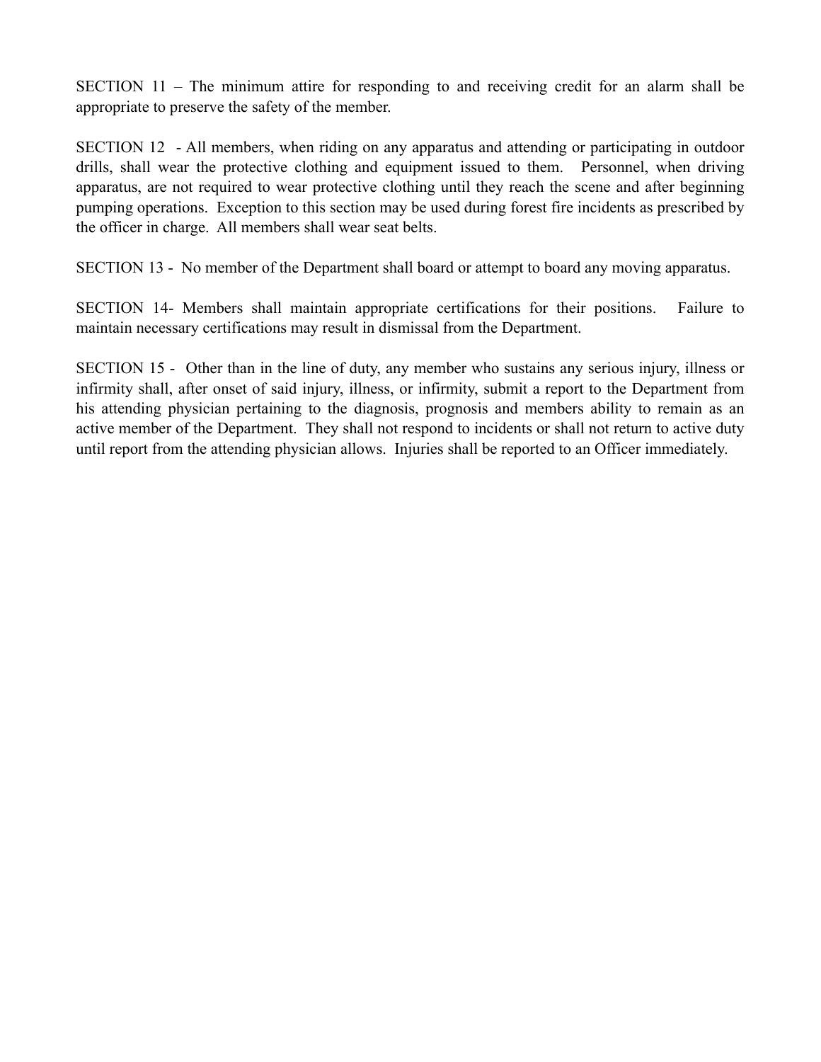SECTION 11 – The minimum attire for responding to and receiving credit for an alarm shall be appropriate to preserve the safety of the member.

SECTION 12 - All members, when riding on any apparatus and attending or participating in outdoor drills, shall wear the protective clothing and equipment issued to them. Personnel, when driving apparatus, are not required to wear protective clothing until they reach the scene and after beginning pumping operations. Exception to this section may be used during forest fire incidents as prescribed by the officer in charge. All members shall wear seat belts.

SECTION 13 - No member of the Department shall board or attempt to board any moving apparatus.

SECTION 14- Members shall maintain appropriate certifications for their positions. Failure to maintain necessary certifications may result in dismissal from the Department.

SECTION 15 - Other than in the line of duty, any member who sustains any serious injury, illness or infirmity shall, after onset of said injury, illness, or infirmity, submit a report to the Department from his attending physician pertaining to the diagnosis, prognosis and members ability to remain as an active member of the Department. They shall not respond to incidents or shall not return to active duty until report from the attending physician allows. Injuries shall be reported to an Officer immediately.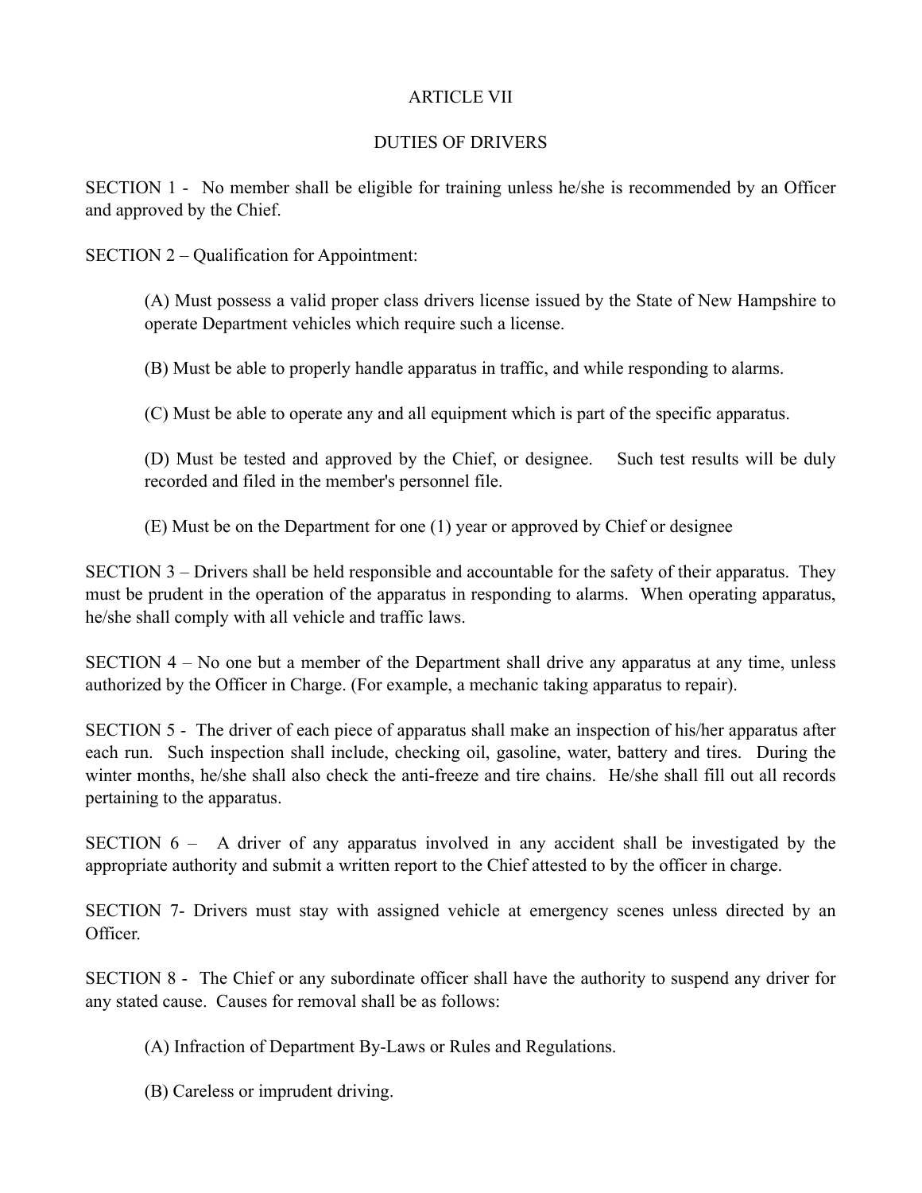# ARTICLE VII

## DUTIES OF DRIVERS

SECTION 1 - No member shall be eligible for training unless he/she is recommended by an Officer and approved by the Chief.

SECTION 2 – Qualification for Appointment:

(A) Must possess a valid proper class drivers license issued by the State of New Hampshire to operate Department vehicles which require such a license.

(B) Must be able to properly handle apparatus in traffic, and while responding to alarms.

(C) Must be able to operate any and all equipment which is part of the specific apparatus.

(D) Must be tested and approved by the Chief, or designee. Such test results will be duly recorded and filed in the member's personnel file.

(E) Must be on the Department for one (1) year or approved by Chief or designee

SECTION 3 – Drivers shall be held responsible and accountable for the safety of their apparatus. They must be prudent in the operation of the apparatus in responding to alarms. When operating apparatus, he/she shall comply with all vehicle and traffic laws.

SECTION 4 – No one but a member of the Department shall drive any apparatus at any time, unless authorized by the Officer in Charge. (For example, a mechanic taking apparatus to repair).

SECTION 5 - The driver of each piece of apparatus shall make an inspection of his/her apparatus after each run. Such inspection shall include, checking oil, gasoline, water, battery and tires. During the winter months, he/she shall also check the anti-freeze and tire chains. He/she shall fill out all records pertaining to the apparatus.

SECTION 6 – A driver of any apparatus involved in any accident shall be investigated by the appropriate authority and submit a written report to the Chief attested to by the officer in charge.

SECTION 7- Drivers must stay with assigned vehicle at emergency scenes unless directed by an Officer.

SECTION 8 - The Chief or any subordinate officer shall have the authority to suspend any driver for any stated cause. Causes for removal shall be as follows:

(A) Infraction of Department By-Laws or Rules and Regulations.

(B) Careless or imprudent driving.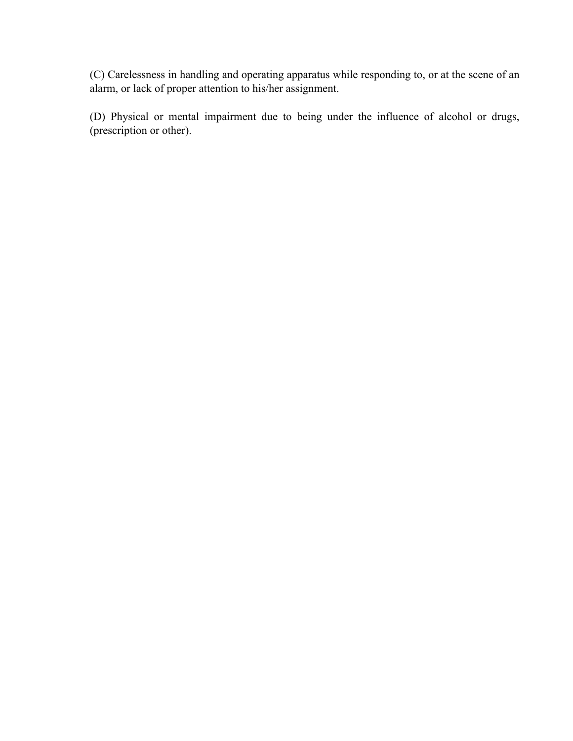(C) Carelessness in handling and operating apparatus while responding to, or at the scene of an alarm, or lack of proper attention to his/her assignment.

(D) Physical or mental impairment due to being under the influence of alcohol or drugs, (prescription or other).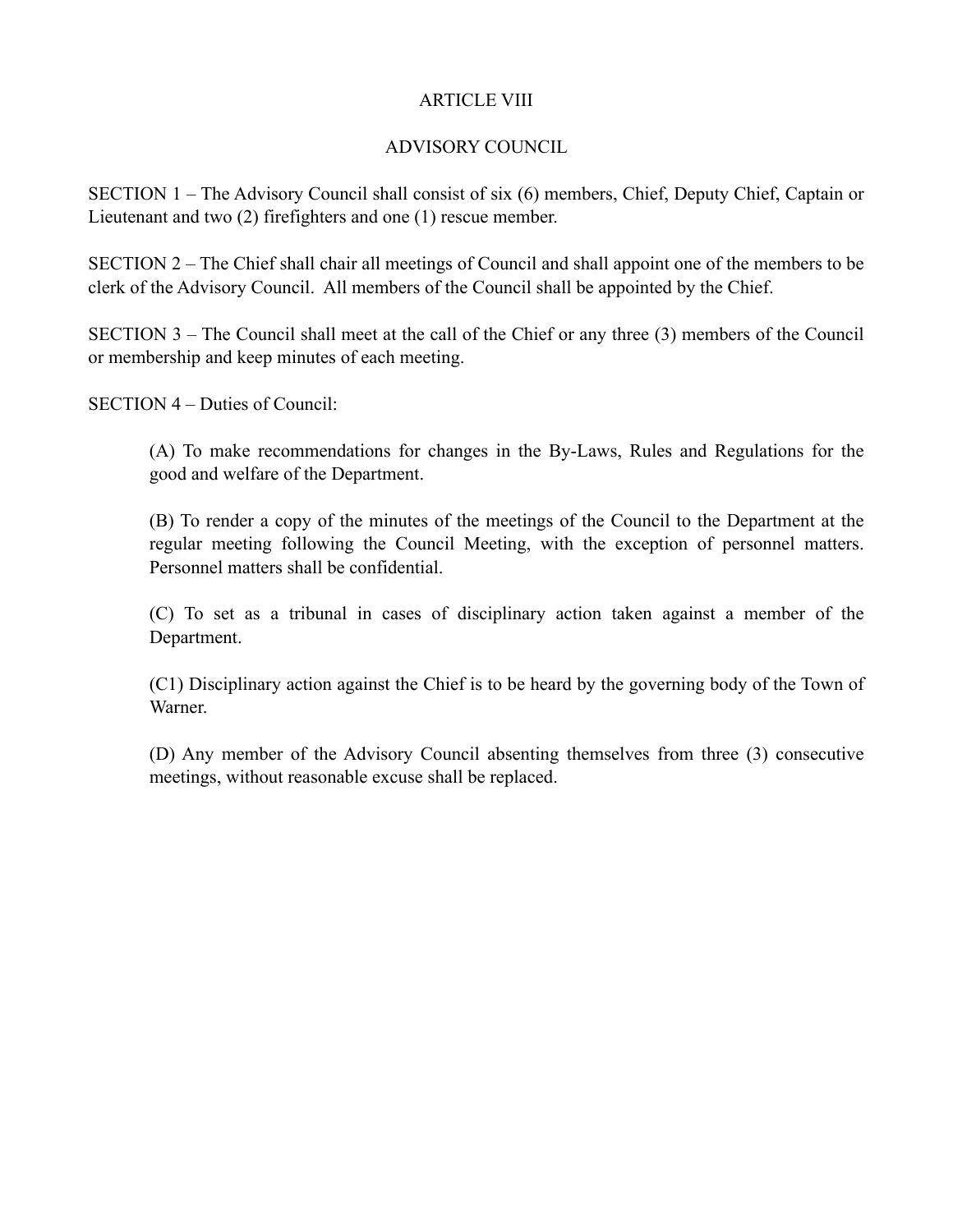# ARTICLE VIII

## ADVISORY COUNCIL

SECTION 1 – The Advisory Council shall consist of six (6) members, Chief, Deputy Chief, Captain or Lieutenant and two (2) firefighters and one (1) rescue member.

SECTION 2 – The Chief shall chair all meetings of Council and shall appoint one of the members to be clerk of the Advisory Council. All members of the Council shall be appointed by the Chief.

SECTION 3 – The Council shall meet at the call of the Chief or any three (3) members of the Council or membership and keep minutes of each meeting.

SECTION 4 – Duties of Council:

(A) To make recommendations for changes in the By-Laws, Rules and Regulations for the good and welfare of the Department.

(B) To render a copy of the minutes of the meetings of the Council to the Department at the regular meeting following the Council Meeting, with the exception of personnel matters. Personnel matters shall be confidential.

(C) To set as a tribunal in cases of disciplinary action taken against a member of the Department.

(C1) Disciplinary action against the Chief is to be heard by the governing body of the Town of Warner.

(D) Any member of the Advisory Council absenting themselves from three (3) consecutive meetings, without reasonable excuse shall be replaced.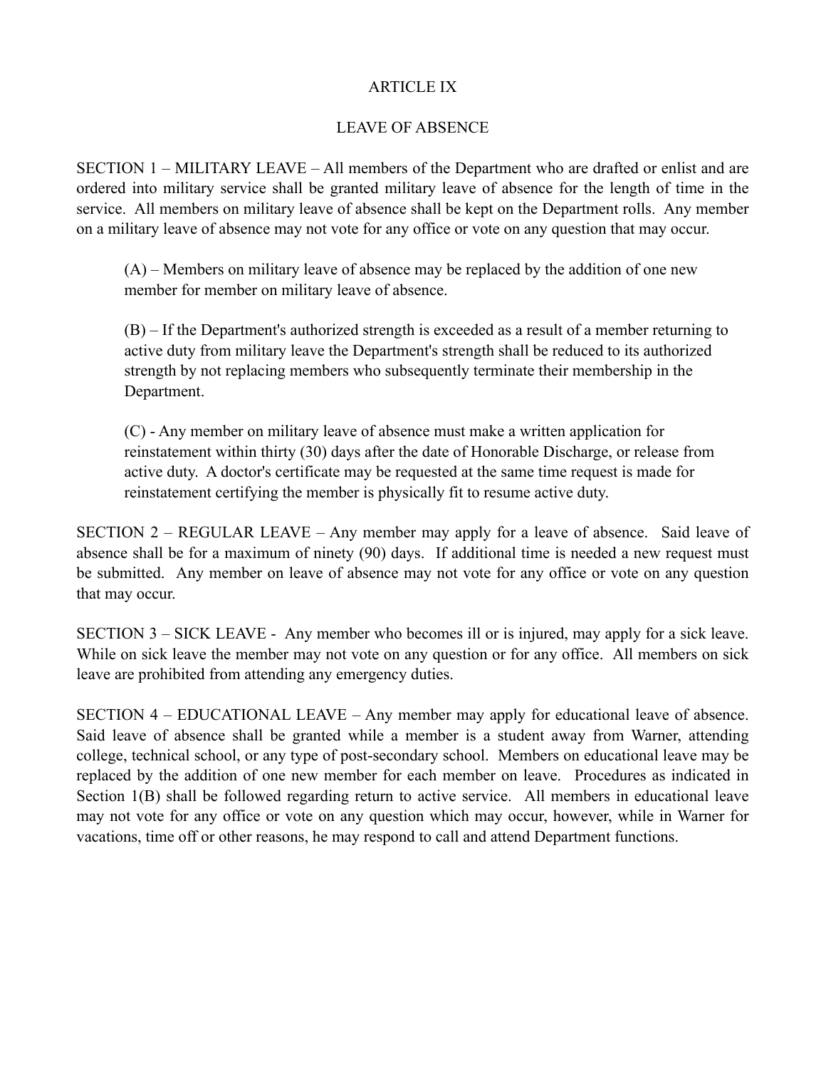# ARTICLE IX

## LEAVE OF ABSENCE

SECTION 1 – MILITARY LEAVE – All members of the Department who are drafted or enlist and are ordered into military service shall be granted military leave of absence for the length of time in the service. All members on military leave of absence shall be kept on the Department rolls. Any member on a military leave of absence may not vote for any office or vote on any question that may occur.

> (A) – Members on military leave of absence may be replaced by the addition of one new member for member on military leave of absence.
>
> (B) – If the Department's authorized strength is exceeded as a result of a member returning to active duty from military leave the Department's strength shall be reduced to its authorized strength by not replacing members who subsequently terminate their membership in the Department.
>
> (C) - Any member on military leave of absence must make a written application for reinstatement within thirty (30) days after the date of Honorable Discharge, or release from active duty. A doctor's certificate may be requested at the same time request is made for reinstatement certifying the member is physically fit to resume active duty.

SECTION 2 – REGULAR LEAVE – Any member may apply for a leave of absence. Said leave of absence shall be for a maximum of ninety (90) days. If additional time is needed a new request must be submitted. Any member on leave of absence may not vote for any office or vote on any question that may occur.

SECTION 3 – SICK LEAVE - Any member who becomes ill or is injured, may apply for a sick leave. While on sick leave the member may not vote on any question or for any office. All members on sick leave are prohibited from attending any emergency duties.

SECTION 4 – EDUCATIONAL LEAVE – Any member may apply for educational leave of absence. Said leave of absence shall be granted while a member is a student away from Warner, attending college, technical school, or any type of post-secondary school. Members on educational leave may be replaced by the addition of one new member for each member on leave. Procedures as indicated in Section 1(B) shall be followed regarding return to active service. All members in educational leave may not vote for any office or vote on any question which may occur, however, while in Warner for vacations, time off or other reasons, he may respond to call and attend Department functions.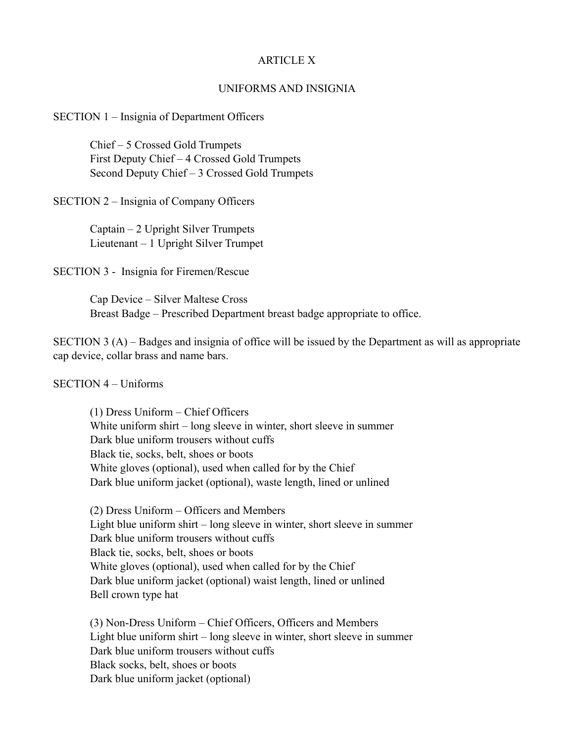# ARTICLE X

## UNIFORMS AND INSIGNIA

SECTION 1 – Insignia of Department Officers

Chief – 5 Crossed Gold Trumpets
First Deputy Chief – 4 Crossed Gold Trumpets
Second Deputy Chief – 3 Crossed Gold Trumpets

SECTION 2 – Insignia of Company Officers

Captain – 2 Upright Silver Trumpets
Lieutenant – 1 Upright Silver Trumpet

SECTION 3 - Insignia for Firemen/Rescue

Cap Device – Silver Maltese Cross
Breast Badge – Prescribed Department breast badge appropriate to office.

SECTION 3 (A) – Badges and insignia of office will be issued by the Department as will as appropriate cap device, collar brass and name bars.

SECTION 4 – Uniforms

(1) Dress Uniform – Chief Officers
White uniform shirt – long sleeve in winter, short sleeve in summer
Dark blue uniform trousers without cuffs
Black tie, socks, belt, shoes or boots
White gloves (optional), used when called for by the Chief
Dark blue uniform jacket (optional), waste length, lined or unlined

(2) Dress Uniform – Officers and Members
Light blue uniform shirt – long sleeve in winter, short sleeve in summer
Dark blue uniform trousers without cuffs
Black tie, socks, belt, shoes or boots
White gloves (optional), used when called for by the Chief
Dark blue uniform jacket (optional) waist length, lined or unlined
Bell crown type hat

(3) Non-Dress Uniform – Chief Officers, Officers and Members
Light blue uniform shirt – long sleeve in winter, short sleeve in summer
Dark blue uniform trousers without cuffs
Black socks, belt, shoes or boots
Dark blue uniform jacket (optional)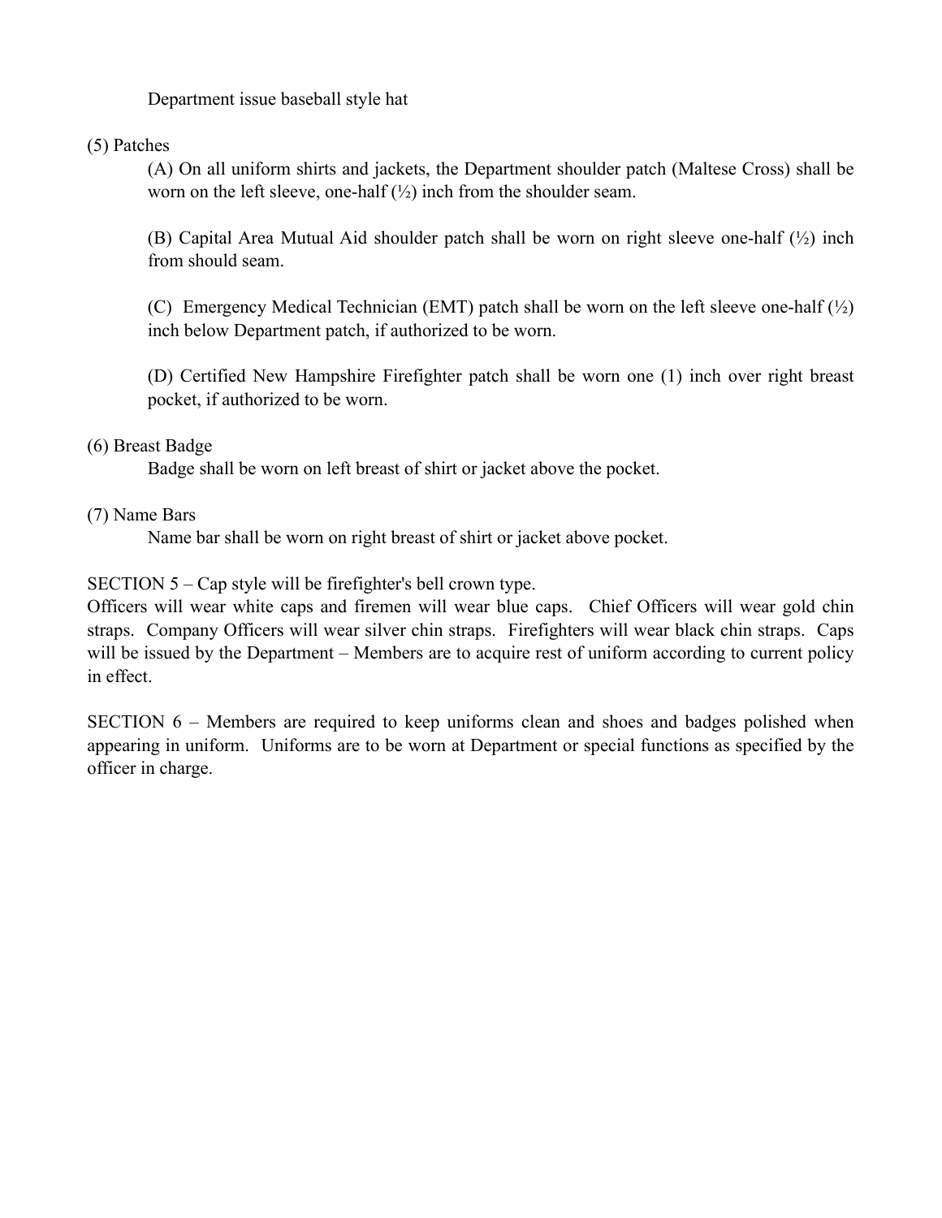Department issue baseball style hat

(5) Patches

(A) On all uniform shirts and jackets, the Department shoulder patch (Maltese Cross) shall be worn on the left sleeve, one-half (½) inch from the shoulder seam.

(B) Capital Area Mutual Aid shoulder patch shall be worn on right sleeve one-half (½) inch from should seam.

(C) Emergency Medical Technician (EMT) patch shall be worn on the left sleeve one-half (½) inch below Department patch, if authorized to be worn.

(D) Certified New Hampshire Firefighter patch shall be worn one (1) inch over right breast pocket, if authorized to be worn.

(6) Breast Badge

Badge shall be worn on left breast of shirt or jacket above the pocket.

(7) Name Bars

Name bar shall be worn on right breast of shirt or jacket above pocket.

SECTION 5 – Cap style will be firefighter's bell crown type.
Officers will wear white caps and firemen will wear blue caps. Chief Officers will wear gold chin straps. Company Officers will wear silver chin straps. Firefighters will wear black chin straps. Caps will be issued by the Department – Members are to acquire rest of uniform according to current policy in effect.

SECTION 6 – Members are required to keep uniforms clean and shoes and badges polished when appearing in uniform. Uniforms are to be worn at Department or special functions as specified by the officer in charge.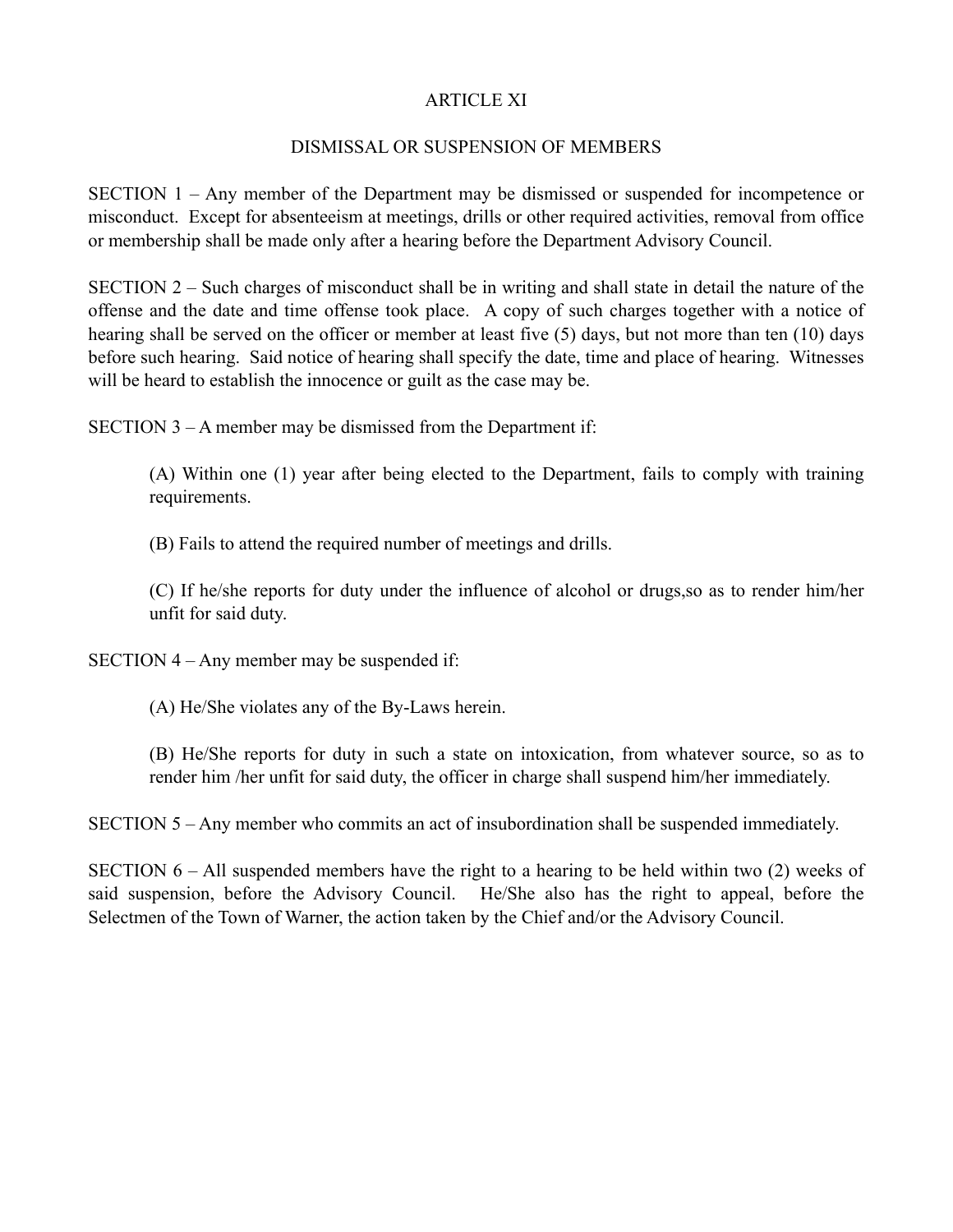# ARTICLE XI

## DISMISSAL OR SUSPENSION OF MEMBERS

SECTION 1 – Any member of the Department may be dismissed or suspended for incompetence or misconduct. Except for absenteeism at meetings, drills or other required activities, removal from office or membership shall be made only after a hearing before the Department Advisory Council.

SECTION 2 – Such charges of misconduct shall be in writing and shall state in detail the nature of the offense and the date and time offense took place. A copy of such charges together with a notice of hearing shall be served on the officer or member at least five (5) days, but not more than ten (10) days before such hearing. Said notice of hearing shall specify the date, time and place of hearing. Witnesses will be heard to establish the innocence or guilt as the case may be.

SECTION 3 – A member may be dismissed from the Department if:

(A) Within one (1) year after being elected to the Department, fails to comply with training requirements.

(B) Fails to attend the required number of meetings and drills.

(C) If he/she reports for duty under the influence of alcohol or drugs,so as to render him/her unfit for said duty.

SECTION 4 – Any member may be suspended if:

(A) He/She violates any of the By-Laws herein.

(B) He/She reports for duty in such a state on intoxication, from whatever source, so as to render him /her unfit for said duty, the officer in charge shall suspend him/her immediately.

SECTION 5 – Any member who commits an act of insubordination shall be suspended immediately.

SECTION 6 – All suspended members have the right to a hearing to be held within two (2) weeks of said suspension, before the Advisory Council. He/She also has the right to appeal, before the Selectmen of the Town of Warner, the action taken by the Chief and/or the Advisory Council.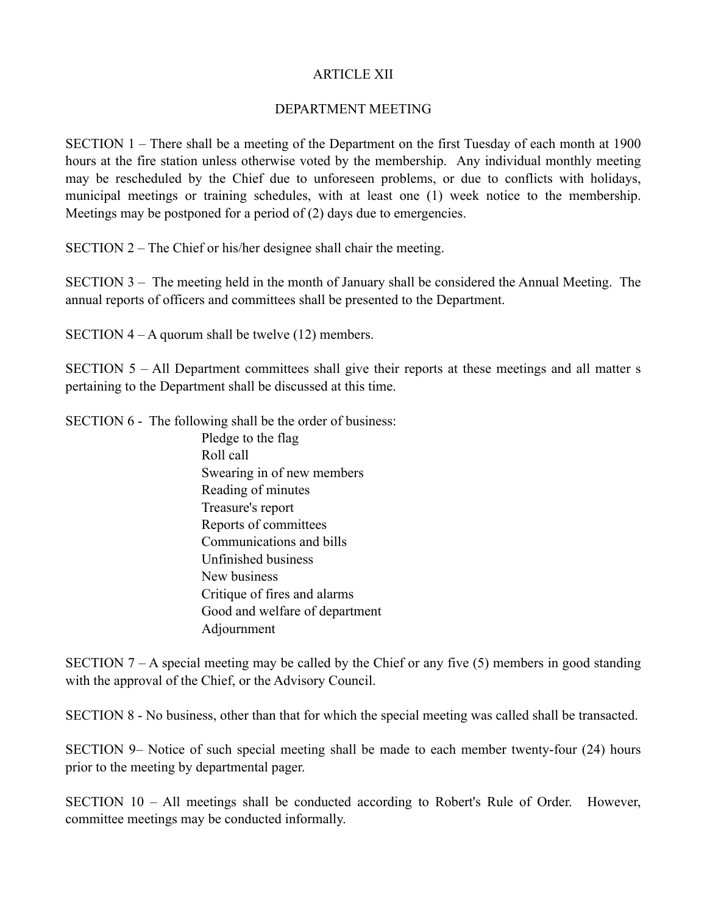# ARTICLE XII

## DEPARTMENT MEETING

SECTION 1 – There shall be a meeting of the Department on the first Tuesday of each month at 1900 hours at the fire station unless otherwise voted by the membership. Any individual monthly meeting may be rescheduled by the Chief due to unforeseen problems, or due to conflicts with holidays, municipal meetings or training schedules, with at least one (1) week notice to the membership. Meetings may be postponed for a period of (2) days due to emergencies.

SECTION 2 – The Chief or his/her designee shall chair the meeting.

SECTION 3 – The meeting held in the month of January shall be considered the Annual Meeting. The annual reports of officers and committees shall be presented to the Department.

SECTION 4 – A quorum shall be twelve (12) members.

SECTION 5 – All Department committees shall give their reports at these meetings and all matter s pertaining to the Department shall be discussed at this time.

SECTION 6 - The following shall be the order of business:

- Pledge to the flag
- Roll call
- Swearing in of new members
- Reading of minutes
- Treasure's report
- Reports of committees
- Communications and bills
- Unfinished business
- New business
- Critique of fires and alarms
- Good and welfare of department
- Adjournment

SECTION 7 – A special meeting may be called by the Chief or any five (5) members in good standing with the approval of the Chief, or the Advisory Council.

SECTION 8 - No business, other than that for which the special meeting was called shall be transacted.

SECTION 9– Notice of such special meeting shall be made to each member twenty-four (24) hours prior to the meeting by departmental pager.

SECTION 10 – All meetings shall be conducted according to Robert's Rule of Order. However, committee meetings may be conducted informally.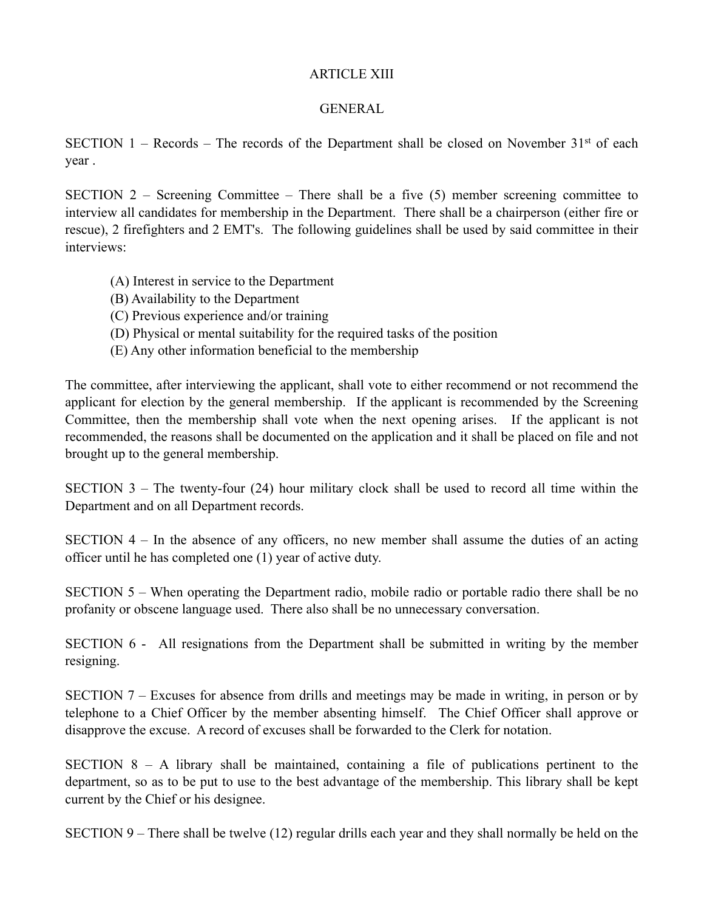# ARTICLE XIII

## GENERAL

SECTION 1 – Records – The records of the Department shall be closed on November 31st of each year .

SECTION 2 – Screening Committee – There shall be a five (5) member screening committee to interview all candidates for membership in the Department. There shall be a chairperson (either fire or rescue), 2 firefighters and 2 EMT's. The following guidelines shall be used by said committee in their interviews:

(A) Interest in service to the Department
(B) Availability to the Department
(C) Previous experience and/or training
(D) Physical or mental suitability for the required tasks of the position
(E) Any other information beneficial to the membership

The committee, after interviewing the applicant, shall vote to either recommend or not recommend the applicant for election by the general membership. If the applicant is recommended by the Screening Committee, then the membership shall vote when the next opening arises. If the applicant is not recommended, the reasons shall be documented on the application and it shall be placed on file and not brought up to the general membership.

SECTION 3 – The twenty-four (24) hour military clock shall be used to record all time within the Department and on all Department records.

SECTION 4 – In the absence of any officers, no new member shall assume the duties of an acting officer until he has completed one (1) year of active duty.

SECTION 5 – When operating the Department radio, mobile radio or portable radio there shall be no profanity or obscene language used. There also shall be no unnecessary conversation.

SECTION 6 - All resignations from the Department shall be submitted in writing by the member resigning.

SECTION 7 – Excuses for absence from drills and meetings may be made in writing, in person or by telephone to a Chief Officer by the member absenting himself. The Chief Officer shall approve or disapprove the excuse. A record of excuses shall be forwarded to the Clerk for notation.

SECTION 8 – A library shall be maintained, containing a file of publications pertinent to the department, so as to be put to use to the best advantage of the membership. This library shall be kept current by the Chief or his designee.

SECTION 9 – There shall be twelve (12) regular drills each year and they shall normally be held on the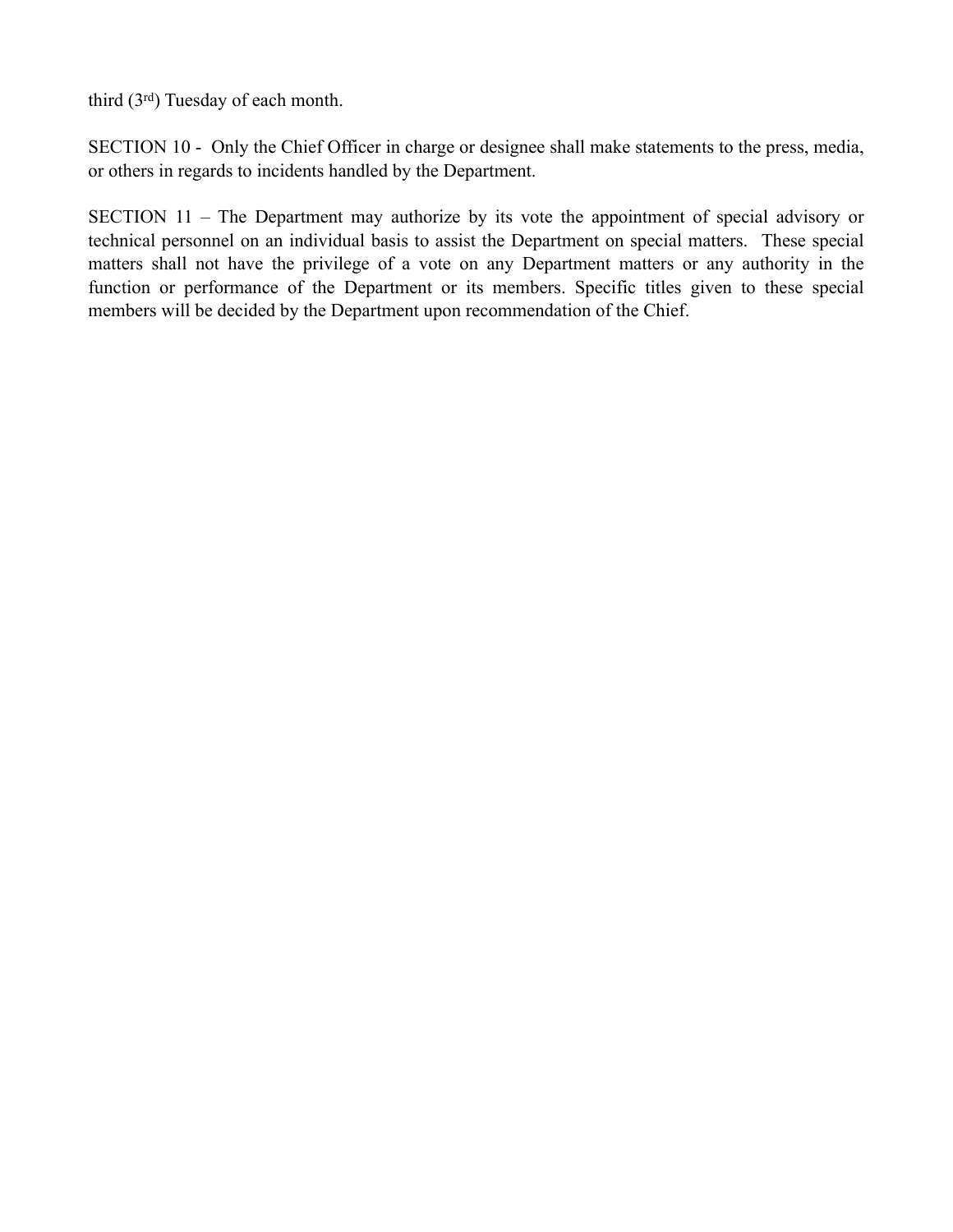third (3rd) Tuesday of each month.

SECTION 10 - Only the Chief Officer in charge or designee shall make statements to the press, media, or others in regards to incidents handled by the Department.

SECTION 11 – The Department may authorize by its vote the appointment of special advisory or technical personnel on an individual basis to assist the Department on special matters. These special matters shall not have the privilege of a vote on any Department matters or any authority in the function or performance of the Department or its members. Specific titles given to these special members will be decided by the Department upon recommendation of the Chief.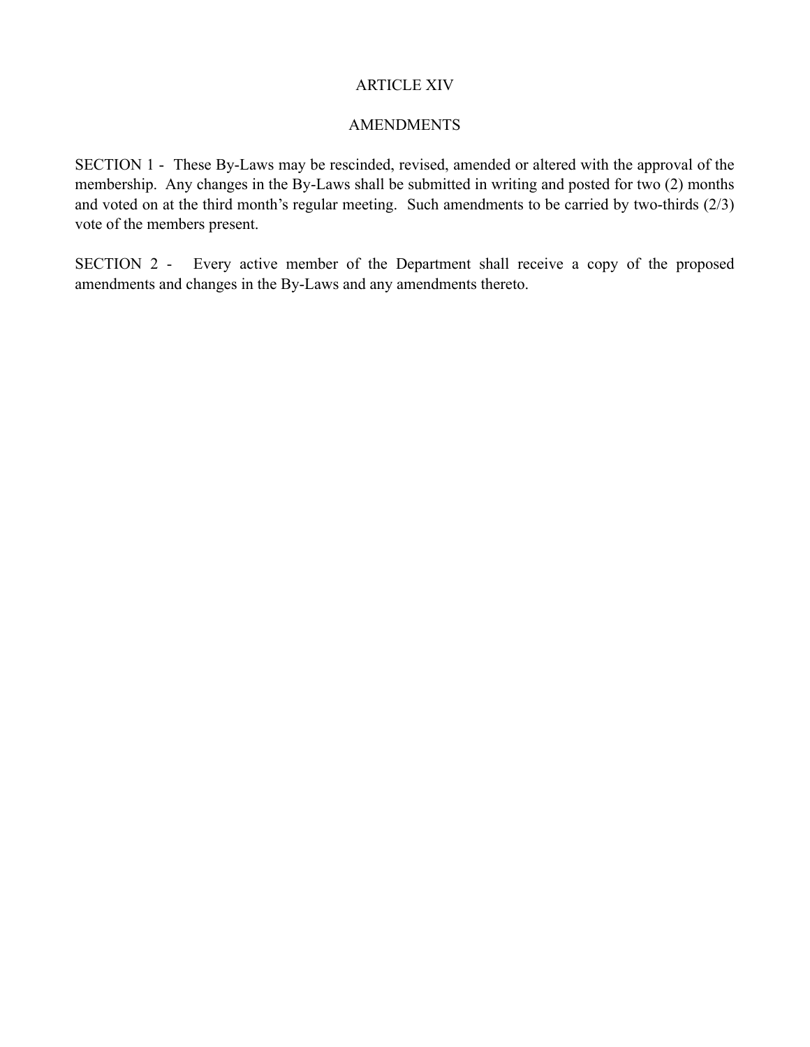## ARTICLE XIV

## AMENDMENTS

SECTION 1 - These By-Laws may be rescinded, revised, amended or altered with the approval of the membership. Any changes in the By-Laws shall be submitted in writing and posted for two (2) months and voted on at the third month's regular meeting. Such amendments to be carried by two-thirds (2/3) vote of the members present.

SECTION 2 - Every active member of the Department shall receive a copy of the proposed amendments and changes in the By-Laws and any amendments thereto.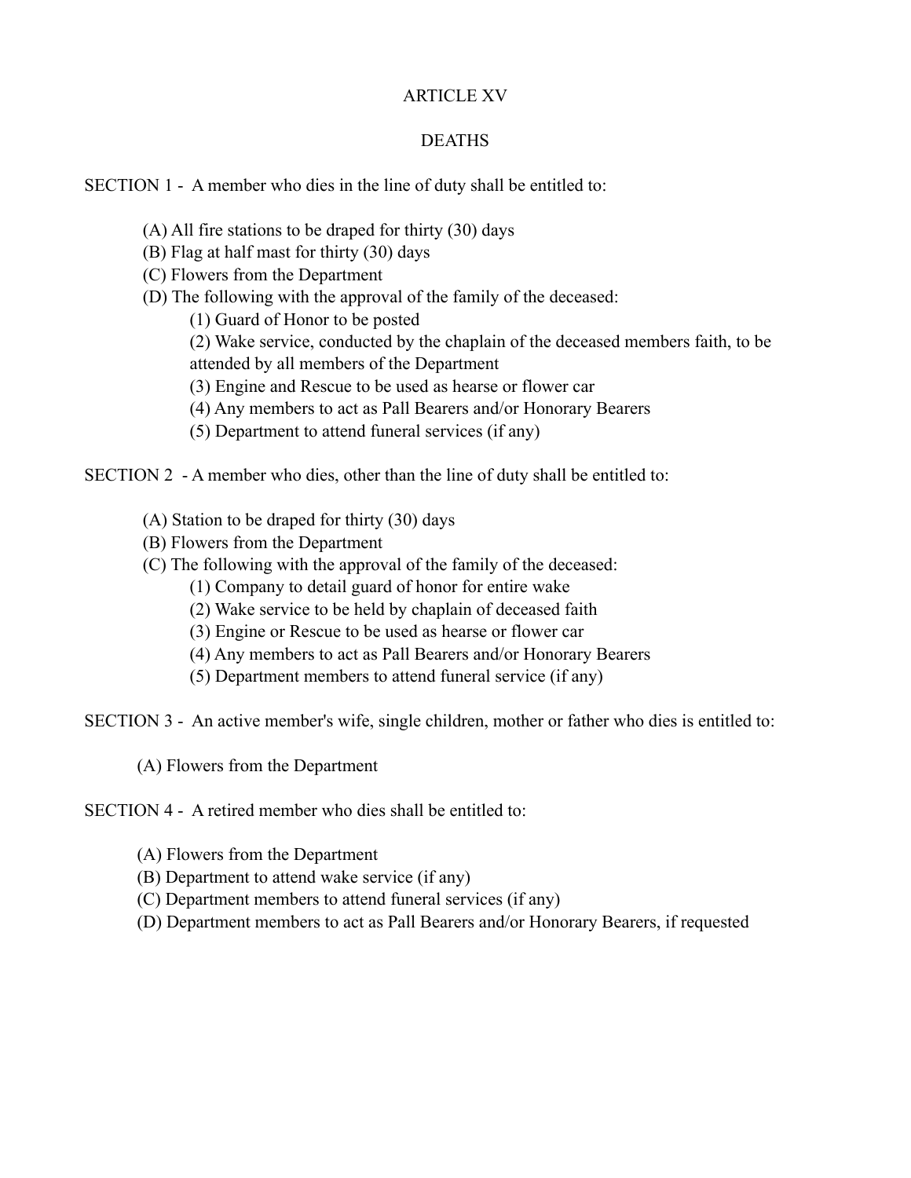# ARTICLE XV

## DEATHS

SECTION 1 - A member who dies in the line of duty shall be entitled to:

- (A) All fire stations to be draped for thirty (30) days
- (B) Flag at half mast for thirty (30) days
- (C) Flowers from the Department
- (D) The following with the approval of the family of the deceased:
  - (1) Guard of Honor to be posted
  - (2) Wake service, conducted by the chaplain of the deceased members faith, to be attended by all members of the Department
  - (3) Engine and Rescue to be used as hearse or flower car
  - (4) Any members to act as Pall Bearers and/or Honorary Bearers
  - (5) Department to attend funeral services (if any)

SECTION 2 - A member who dies, other than the line of duty shall be entitled to:

- (A) Station to be draped for thirty (30) days
- (B) Flowers from the Department
- (C) The following with the approval of the family of the deceased:
  - (1) Company to detail guard of honor for entire wake
  - (2) Wake service to be held by chaplain of deceased faith
  - (3) Engine or Rescue to be used as hearse or flower car
  - (4) Any members to act as Pall Bearers and/or Honorary Bearers
  - (5) Department members to attend funeral service (if any)

SECTION 3 - An active member's wife, single children, mother or father who dies is entitled to:

- (A) Flowers from the Department

SECTION 4 - A retired member who dies shall be entitled to:

- (A) Flowers from the Department
- (B) Department to attend wake service (if any)
- (C) Department members to attend funeral services (if any)
- (D) Department members to act as Pall Bearers and/or Honorary Bearers, if requested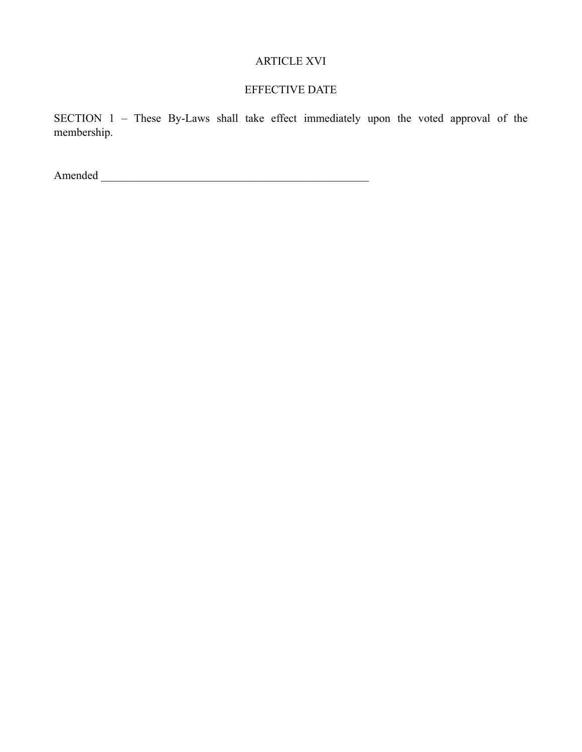## ARTICLE XVI

## EFFECTIVE DATE

SECTION 1 – These By-Laws shall take effect immediately upon the voted approval of the membership.

Amended \_\_\_\_\_\_\_\_\_\_\_\_\_\_\_\_\_\_\_\_\_\_\_\_\_\_\_\_\_\_\_\_\_\_\_\_\_\_\_\_\_\_\_\_\_\_\_\_